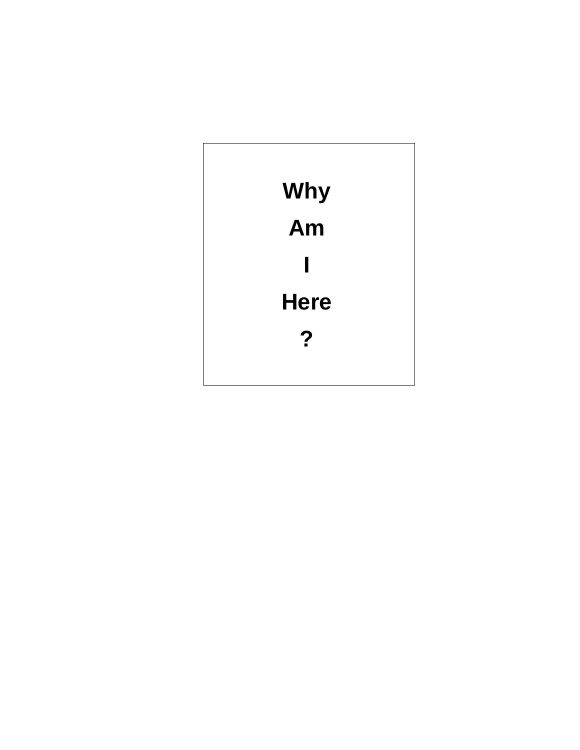**Why**

**Am**

**I**

**Here**

**?**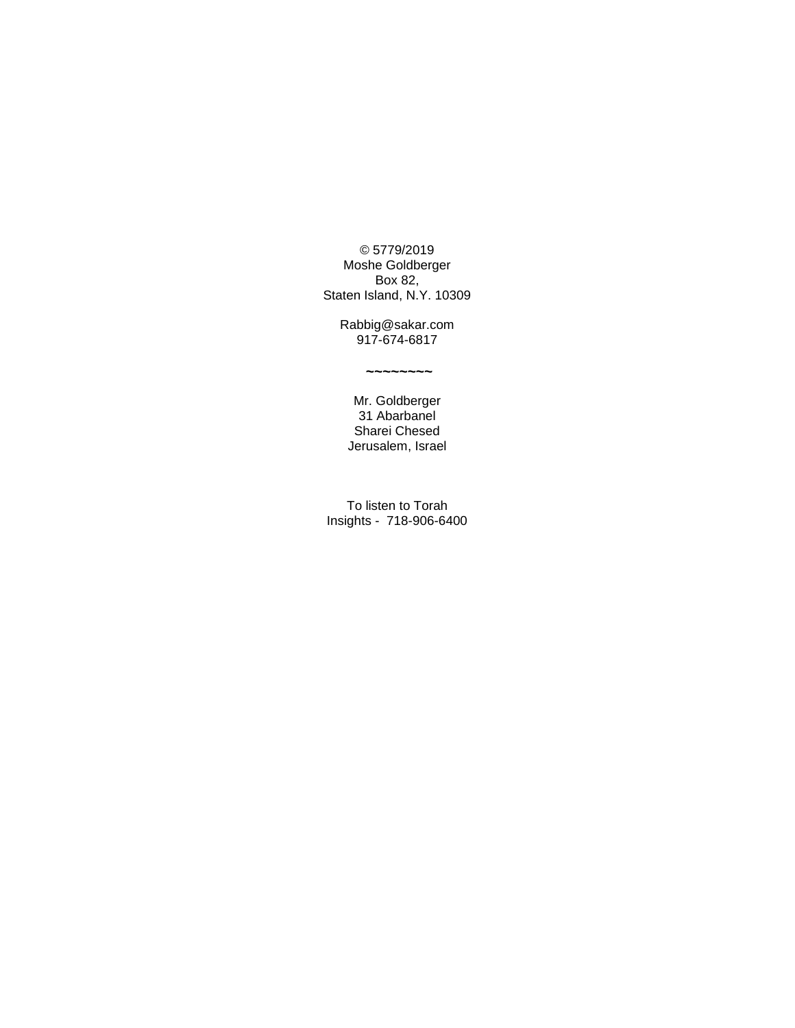© 5779/2019
Moshe Goldberger
Box 82,
Staten Island, N.Y. 10309

Rabbig@sakar.com
917-674-6817

~~~~~~~~

Mr. Goldberger
31 Abarbanel
Sharei Chesed
Jerusalem, Israel

To listen to Torah Insights - 718-906-6400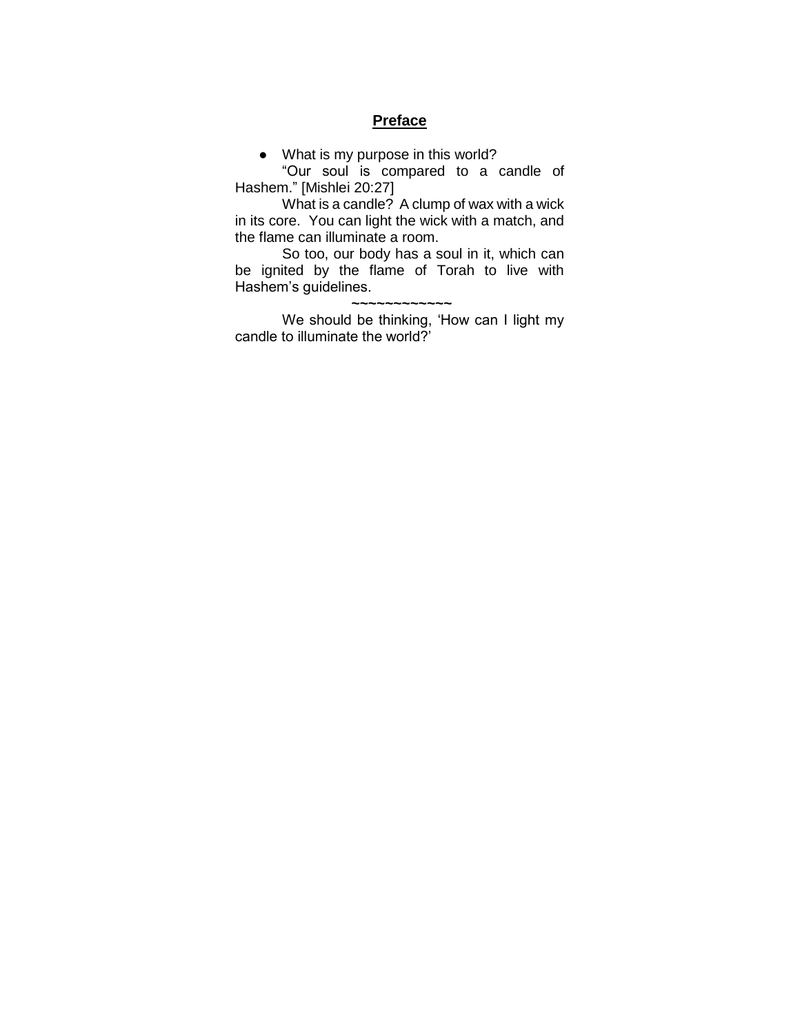## Preface

- What is my purpose in this world?

"Our soul is compared to a candle of Hashem." [Mishlei 20:27]

What is a candle? A clump of wax with a wick in its core. You can light the wick with a match, and the flame can illuminate a room.

So too, our body has a soul in it, which can be ignited by the flame of Torah to live with Hashem's guidelines.

~~~~~~~~~~~~

We should be thinking, 'How can I light my candle to illuminate the world?'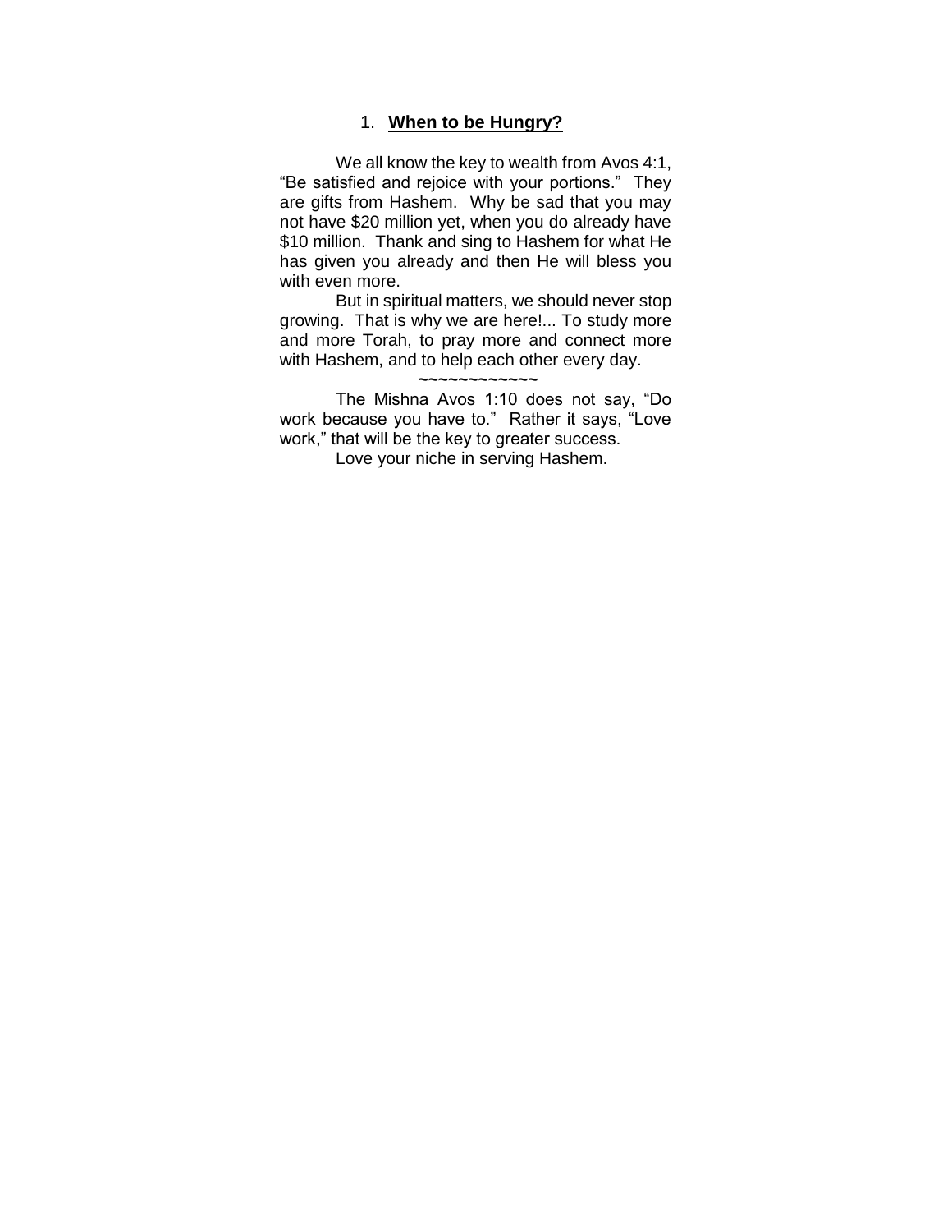## 1. **When to be Hungry?**

We all know the key to wealth from Avos 4:1, "Be satisfied and rejoice with your portions." They are gifts from Hashem. Why be sad that you may not have $20 million yet, when you do already have $10 million. Thank and sing to Hashem for what He has given you already and then He will bless you with even more.

But in spiritual matters, we should never stop growing. That is why we are here!... To study more and more Torah, to pray more and connect more with Hashem, and to help each other every day.

~~~~~~~~~~~~

The Mishna Avos 1:10 does not say, "Do work because you have to." Rather it says, "Love work," that will be the key to greater success.

Love your niche in serving Hashem.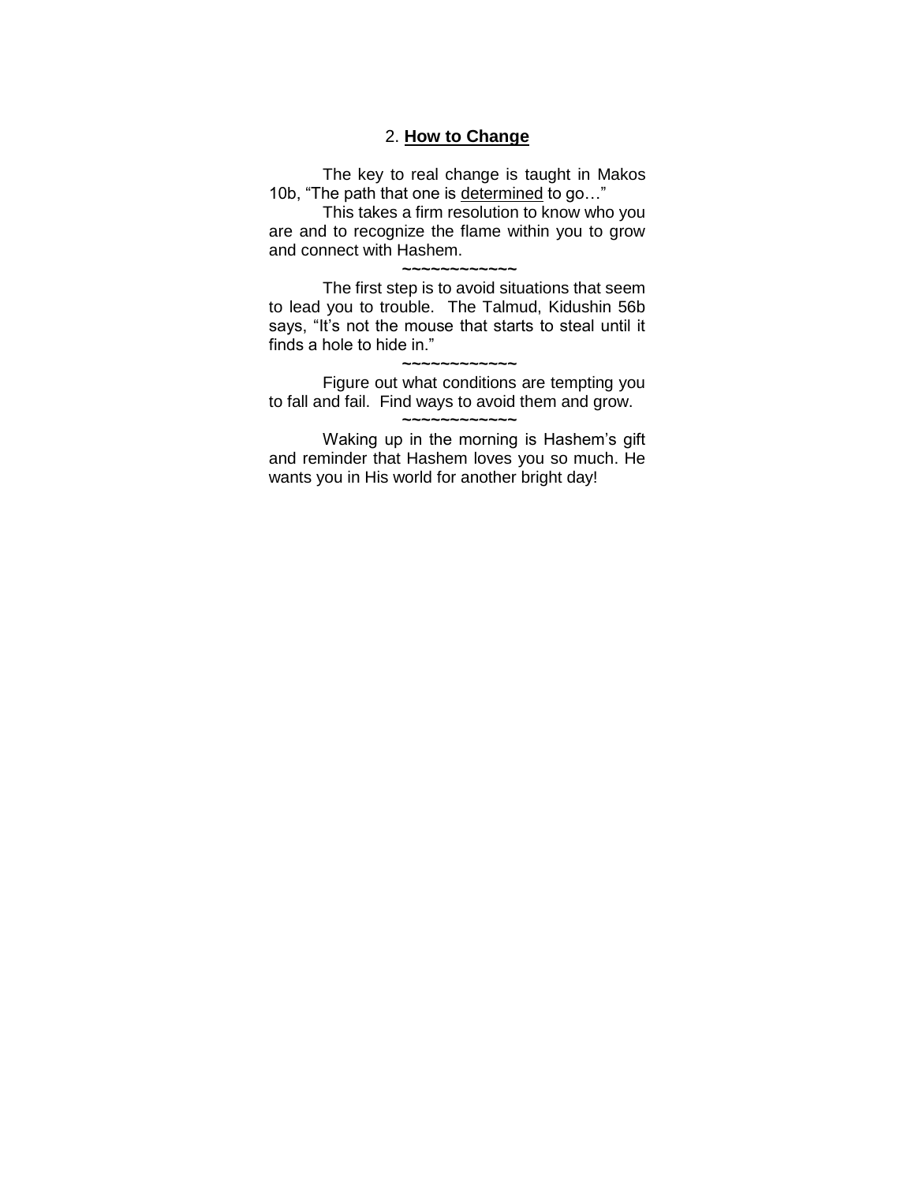## 2. **<u>How to Change</u>**

The key to real change is taught in Makos 10b, “The path that one is <u>determined</u> to go…”

This takes a firm resolution to know who you are and to recognize the flame within you to grow and connect with Hashem.

~~~~~~~~~~~~

The first step is to avoid situations that seem to lead you to trouble. The Talmud, Kidushin 56b says, “It’s not the mouse that starts to steal until it finds a hole to hide in.”

~~~~~~~~~~~~

Figure out what conditions are tempting you to fall and fail. Find ways to avoid them and grow.

~~~~~~~~~~~~

Waking up in the morning is Hashem’s gift and reminder that Hashem loves you so much. He wants you in His world for another bright day!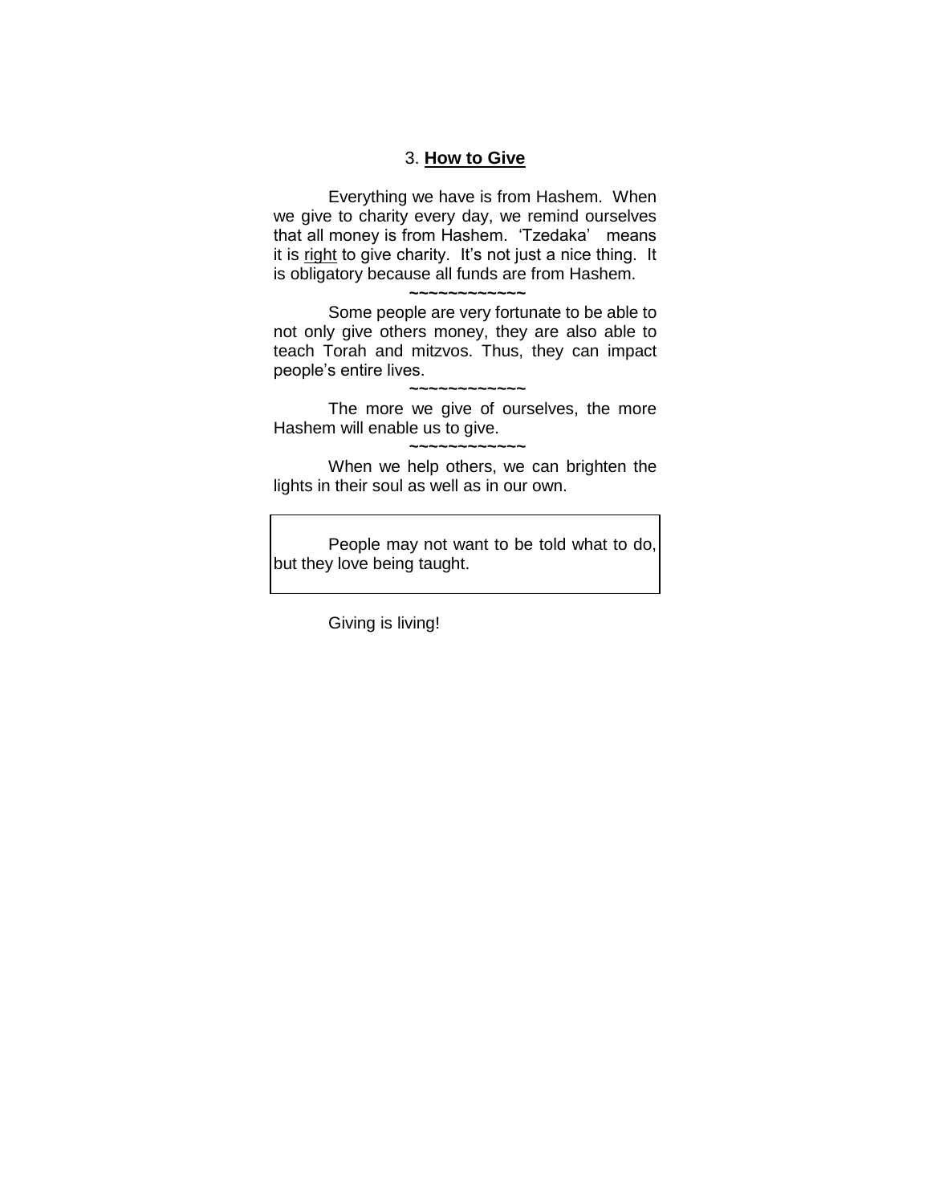## 3. **How to Give**

Everything we have is from Hashem. When we give to charity every day, we remind ourselves that all money is from Hashem. 'Tzedaka' means it is right to give charity. It's not just a nice thing. It is obligatory because all funds are from Hashem.

~~~~~~~~~~~~

Some people are very fortunate to be able to not only give others money, they are also able to teach Torah and mitzvos. Thus, they can impact people's entire lives.

~~~~~~~~~~~~

The more we give of ourselves, the more Hashem will enable us to give.

~~~~~~~~~~~~

When we help others, we can brighten the lights in their soul as well as in our own.

> People may not want to be told what to do, but they love being taught.

Giving is living!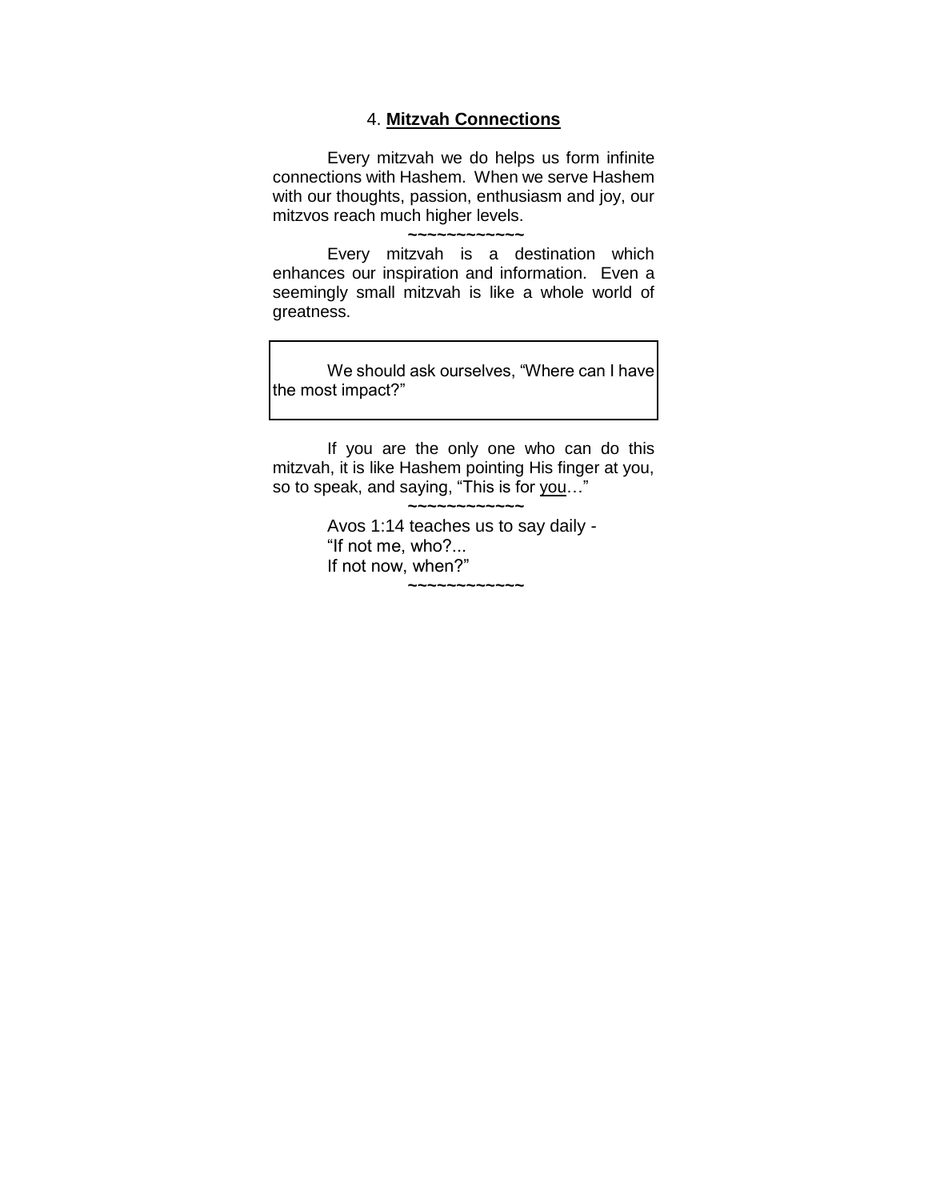## 4. **Mitzvah Connections**

Every mitzvah we do helps us form infinite connections with Hashem. When we serve Hashem with our thoughts, passion, enthusiasm and joy, our mitzvos reach much higher levels.

~~~~~~~~~~~~

Every mitzvah is a destination which enhances our inspiration and information. Even a seemingly small mitzvah is like a whole world of greatness.

> We should ask ourselves, "Where can I have the most impact?"

If you are the only one who can do this mitzvah, it is like Hashem pointing His finger at you, so to speak, and saying, "This is for <u>you</u>…"

~~~~~~~~~~~~

Avos 1:14 teaches us to say daily -
"If not me, who?...
If not now, when?"

~~~~~~~~~~~~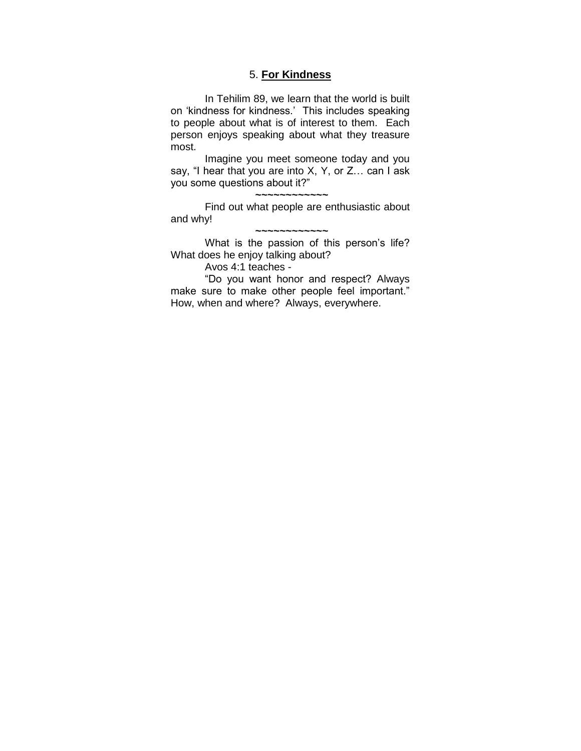## 5. **For Kindness**

In Tehilim 89, we learn that the world is built on 'kindness for kindness.' This includes speaking to people about what is of interest to them. Each person enjoys speaking about what they treasure most.

Imagine you meet someone today and you say, "I hear that you are into X, Y, or Z… can I ask you some questions about it?"

~~~~~~~~~~~~

Find out what people are enthusiastic about and why!

~~~~~~~~~~~~

What is the passion of this person's life? What does he enjoy talking about?

Avos 4:1 teaches -

"Do you want honor and respect? Always make sure to make other people feel important." How, when and where? Always, everywhere.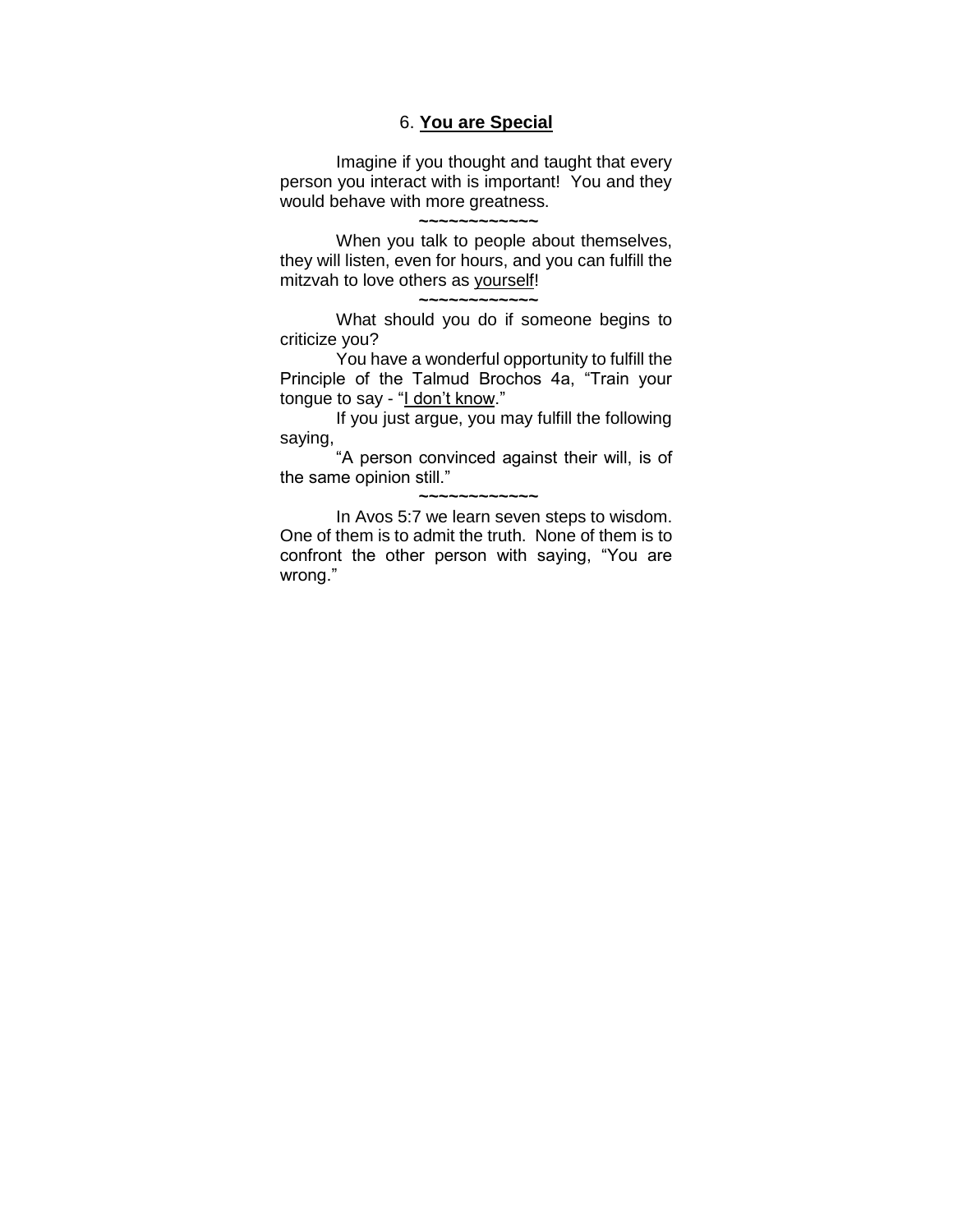## 6. **You are Special**

Imagine if you thought and taught that every person you interact with is important! You and they would behave with more greatness.

~~~~~~~~~~~~

When you talk to people about themselves, they will listen, even for hours, and you can fulfill the mitzvah to love others as <u>yourself</u>!

~~~~~~~~~~~~

What should you do if someone begins to criticize you?

You have a wonderful opportunity to fulfill the Principle of the Talmud Brochos 4a, "Train your tongue to say - "<u>I don't know</u>."

If you just argue, you may fulfill the following saying,

"A person convinced against their will, is of the same opinion still."

~~~~~~~~~~~~

In Avos 5:7 we learn seven steps to wisdom. One of them is to admit the truth. None of them is to confront the other person with saying, "You are wrong."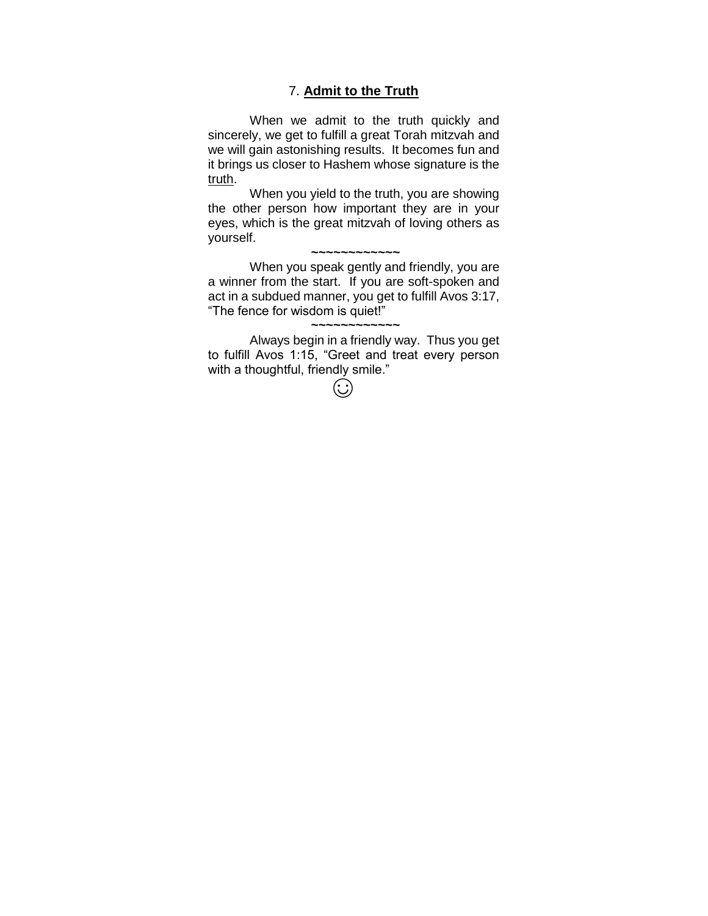## 7. **Admit to the Truth**

When we admit to the truth quickly and sincerely, we get to fulfill a great Torah mitzvah and we will gain astonishing results. It becomes fun and it brings us closer to Hashem whose signature is the <u>truth</u>.

When you yield to the truth, you are showing the other person how important they are in your eyes, which is the great mitzvah of loving others as yourself.

~~~~~~~~~~~~

When you speak gently and friendly, you are a winner from the start. If you are soft-spoken and act in a subdued manner, you get to fulfill Avos 3:17, “The fence for wisdom is quiet!”

~~~~~~~~~~~~

Always begin in a friendly way. Thus you get to fulfill Avos 1:15, “Greet and treat every person with a thoughtful, friendly smile.”

☺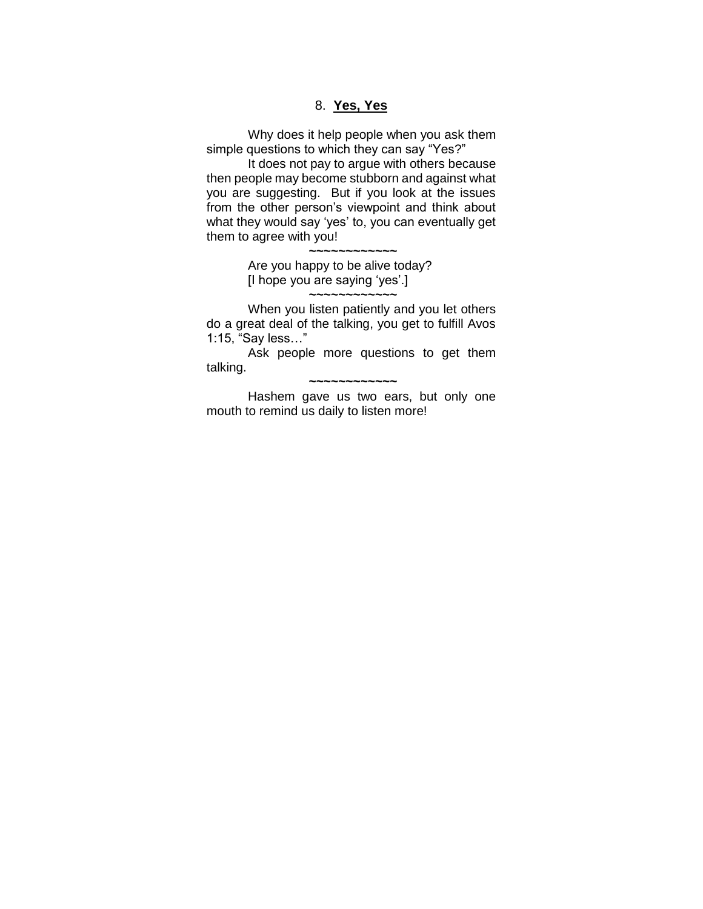## 8. **Yes, Yes**

Why does it help people when you ask them simple questions to which they can say "Yes?"

It does not pay to argue with others because then people may become stubborn and against what you are suggesting. But if you look at the issues from the other person's viewpoint and think about what they would say 'yes' to, you can eventually get them to agree with you!

~~~~~~~~~~~~

Are you happy to be alive today?

[I hope you are saying 'yes'.]

~~~~~~~~~~~~

When you listen patiently and you let others do a great deal of the talking, you get to fulfill Avos 1:15, "Say less…"

Ask people more questions to get them talking.

~~~~~~~~~~~~

Hashem gave us two ears, but only one mouth to remind us daily to listen more!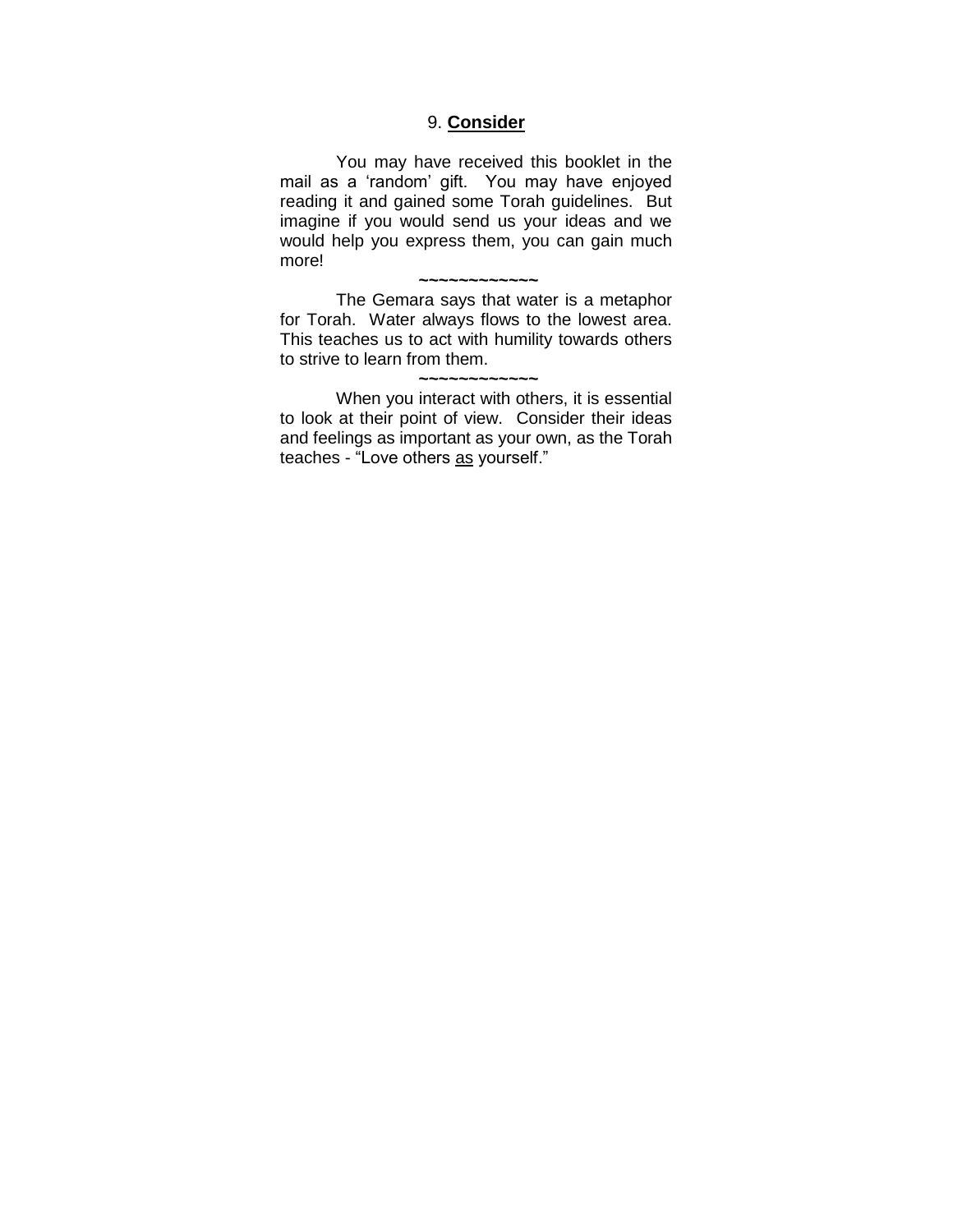## 9. **Consider**

You may have received this booklet in the mail as a 'random' gift. You may have enjoyed reading it and gained some Torah guidelines. But imagine if you would send us your ideas and we would help you express them, you can gain much more!

~~~~~~~~~~~~

The Gemara says that water is a metaphor for Torah. Water always flows to the lowest area. This teaches us to act with humility towards others to strive to learn from them.

~~~~~~~~~~~~

When you interact with others, it is essential to look at their point of view. Consider their ideas and feelings as important as your own, as the Torah teaches - "Love others <u>as</u> yourself."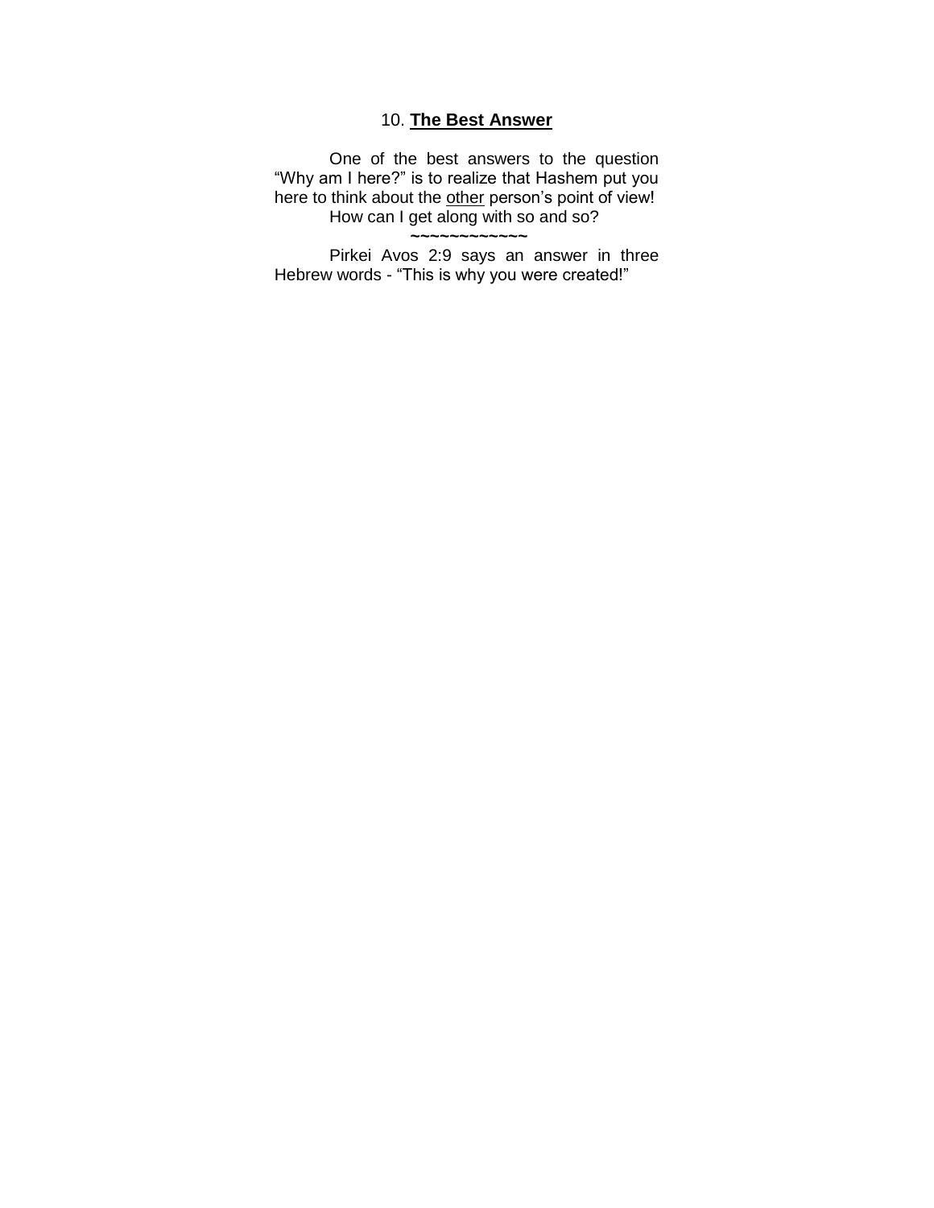## 10. **The Best Answer**

One of the best answers to the question "Why am I here?" is to realize that Hashem put you here to think about the other person's point of view!

How can I get along with so and so?

~~~~~~~~~~~~

Pirkei Avos 2:9 says an answer in three Hebrew words - "This is why you were created!"